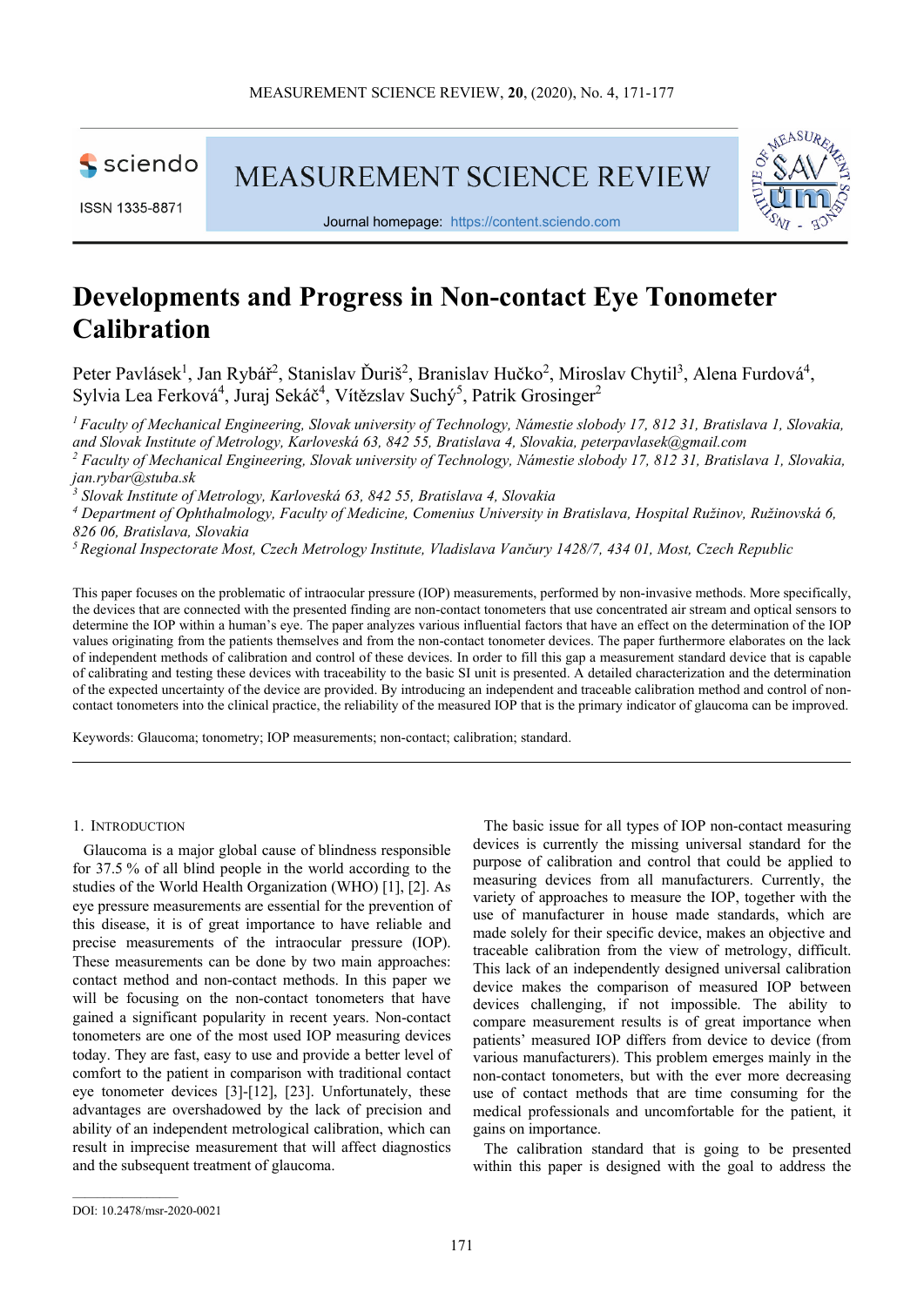# Developments and Progress in Non-contact Eye Tonometer Calibration

Peter Pavlásek[1], Jan Rybář[2], Stanislav Ďuriš[2], Branislav Hučko[2], Miroslav Chytil[3], Alena Furdová[4], Sylvia Lea Ferková[4], Juraj Sekáč[4], Vítězslav Suchý[5], Patrik Grosinger[2]

[1] *Faculty of Mechanical Engineering, Slovak university of Technology, Námestie slobody 17, 812 31, Bratislava 1, Slovakia, and Slovak Institute of Metrology, Karloveská 63, 842 55, Bratislava 4, Slovakia, peterpavlasek@gmail.com*
[2] *Faculty of Mechanical Engineering, Slovak university of Technology, Námestie slobody 17, 812 31, Bratislava 1, Slovakia, jan.rybar@stuba.sk*
[3] *Slovak Institute of Metrology, Karloveská 63, 842 55, Bratislava 4, Slovakia*
[4] *Department of Ophthalmology, Faculty of Medicine, Comenius University in Bratislava, Hospital Ružinov, Ružinovská 6, 826 06, Bratislava, Slovakia*
[5] *Regional Inspectorate Most, Czech Metrology Institute, Vladislava Vančury 1428/7, 434 01, Most, Czech Republic*

This paper focuses on the problematic of intraocular pressure (IOP) measurements, performed by non-invasive methods. More specifically, the devices that are connected with the presented finding are non-contact tonometers that use concentrated air stream and optical sensors to determine the IOP within a human's eye. The paper analyzes various influential factors that have an effect on the determination of the IOP values originating from the patients themselves and from the non-contact tonometer devices. The paper furthermore elaborates on the lack of independent methods of calibration and control of these devices. In order to fill this gap a measurement standard device that is capable of calibrating and testing these devices with traceability to the basic SI unit is presented. A detailed characterization and the determination of the expected uncertainty of the device are provided. By introducing an independent and traceable calibration method and control of non-contact tonometers into the clinical practice, the reliability of the measured IOP that is the primary indicator of glaucoma can be improved.

Keywords: Glaucoma; tonometry; IOP measurements; non-contact; calibration; standard.

## 1. Introduction

Glaucoma is a major global cause of blindness responsible for 37.5 % of all blind people in the world according to the studies of the World Health Organization (WHO) [1], [2]. As eye pressure measurements are essential for the prevention of this disease, it is of great importance to have reliable and precise measurements of the intraocular pressure (IOP). These measurements can be done by two main approaches: contact method and non-contact methods. In this paper we will be focusing on the non-contact tonometers that have gained a significant popularity in recent years. Non-contact tonometers are one of the most used IOP measuring devices today. They are fast, easy to use and provide a better level of comfort to the patient in comparison with traditional contact eye tonometer devices [3]-[12], [23]. Unfortunately, these advantages are overshadowed by the lack of precision and ability of an independent metrological calibration, which can result in imprecise measurement that will affect diagnostics and the subsequent treatment of glaucoma.

The basic issue for all types of IOP non-contact measuring devices is currently the missing universal standard for the purpose of calibration and control that could be applied to measuring devices from all manufacturers. Currently, the variety of approaches to measure the IOP, together with the use of manufacturer in house made standards, which are made solely for their specific device, makes an objective and traceable calibration from the view of metrology, difficult. This lack of an independently designed universal calibration device makes the comparison of measured IOP between devices challenging, if not impossible. The ability to compare measurement results is of great importance when patients' measured IOP differs from device to device (from various manufacturers). This problem emerges mainly in the non-contact tonometers, but with the ever more decreasing use of contact methods that are time consuming for the medical professionals and uncomfortable for the patient, it gains on importance.

The calibration standard that is going to be presented within this paper is designed with the goal to address the

DOI: 10.2478/msr-2020-0021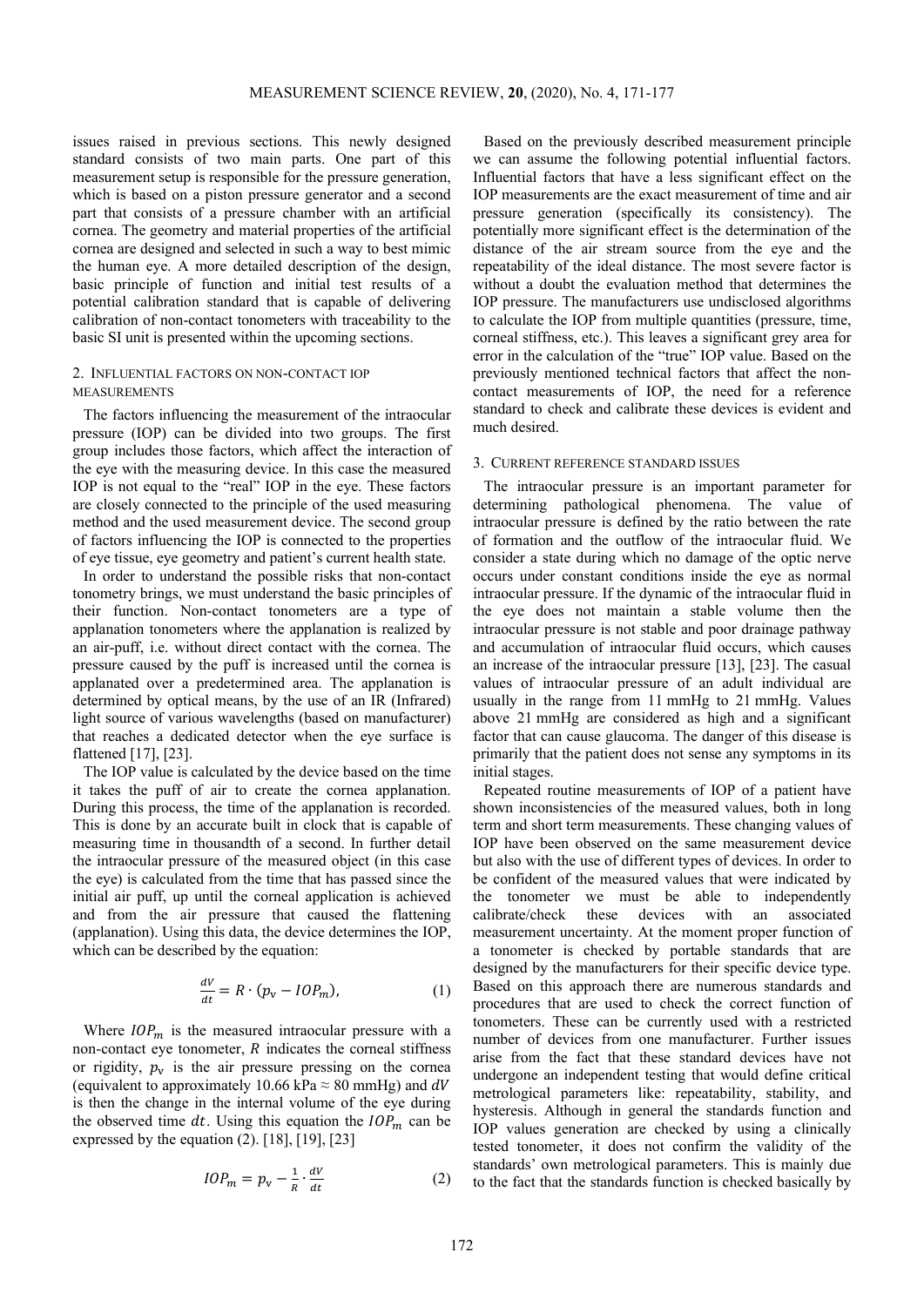issues raised in previous sections. This newly designed standard consists of two main parts. One part of this measurement setup is responsible for the pressure generation, which is based on a piston pressure generator and a second part that consists of a pressure chamber with an artificial cornea. The geometry and material properties of the artificial cornea are designed and selected in such a way to best mimic the human eye. A more detailed description of the design, basic principle of function and initial test results of a potential calibration standard that is capable of delivering calibration of non-contact tonometers with traceability to the basic SI unit is presented within the upcoming sections.

## 2. Influential factors on non-contact IOP measurements

The factors influencing the measurement of the intraocular pressure (IOP) can be divided into two groups. The first group includes those factors, which affect the interaction of the eye with the measuring device. In this case the measured IOP is not equal to the "real" IOP in the eye. These factors are closely connected to the principle of the used measuring method and the used measurement device. The second group of factors influencing the IOP is connected to the properties of eye tissue, eye geometry and patient's current health state.

In order to understand the possible risks that non-contact tonometry brings, we must understand the basic principles of their function. Non-contact tonometers are a type of applanation tonometers where the applanation is realized by an air-puff, i.e. without direct contact with the cornea. The pressure caused by the puff is increased until the cornea is applanated over a predetermined area. The applanation is determined by optical means, by the use of an IR (Infrared) light source of various wavelengths (based on manufacturer) that reaches a dedicated detector when the eye surface is flattened [17], [23].

The IOP value is calculated by the device based on the time it takes the puff of air to create the cornea applanation. During this process, the time of the applanation is recorded. This is done by an accurate built in clock that is capable of measuring time in thousandth of a second. In further detail the intraocular pressure of the measured object (in this case the eye) is calculated from the time that has passed since the initial air puff, up until the corneal application is achieved and from the air pressure that caused the flattening (applanation). Using this data, the device determines the IOP, which can be described by the equation:

$$\frac{dV}{dt} = R \cdot (p_v - IOP_m), \tag{1}$$

Where $IOP_m$ is the measured intraocular pressure with a non-contact eye tonometer, $R$ indicates the corneal stiffness or rigidity, $p_v$ is the air pressure pressing on the cornea (equivalent to approximately 10.66 kPa ≈ 80 mmHg) and $dV$ is then the change in the internal volume of the eye during the observed time $dt$. Using this equation the $IOP_m$ can be expressed by the equation (2). [18], [19], [23]

$$IOP_m = p_v - \frac{1}{R} \cdot \frac{dV}{dt} \tag{2}$$

Based on the previously described measurement principle we can assume the following potential influential factors. Influential factors that have a less significant effect on the IOP measurements are the exact measurement of time and air pressure generation (specifically its consistency). The potentially more significant effect is the determination of the distance of the air stream source from the eye and the repeatability of the ideal distance. The most severe factor is without a doubt the evaluation method that determines the IOP pressure. The manufacturers use undisclosed algorithms to calculate the IOP from multiple quantities (pressure, time, corneal stiffness, etc.). This leaves a significant grey area for error in the calculation of the "true" IOP value. Based on the previously mentioned technical factors that affect the non-contact measurements of IOP, the need for a reference standard to check and calibrate these devices is evident and much desired.

## 3. Current reference standard issues

The intraocular pressure is an important parameter for determining pathological phenomena. The value of intraocular pressure is defined by the ratio between the rate of formation and the outflow of the intraocular fluid. We consider a state during which no damage of the optic nerve occurs under constant conditions inside the eye as normal intraocular pressure. If the dynamic of the intraocular fluid in the eye does not maintain a stable volume then the intraocular pressure is not stable and poor drainage pathway and accumulation of intraocular fluid occurs, which causes an increase of the intraocular pressure [13], [23]. The casual values of intraocular pressure of an adult individual are usually in the range from 11 mmHg to 21 mmHg. Values above 21 mmHg are considered as high and a significant factor that can cause glaucoma. The danger of this disease is primarily that the patient does not sense any symptoms in its initial stages.

Repeated routine measurements of IOP of a patient have shown inconsistencies of the measured values, both in long term and short term measurements. These changing values of IOP have been observed on the same measurement device but also with the use of different types of devices. In order to be confident of the measured values that were indicated by the tonometer we must be able to independently calibrate/check these devices with an associated measurement uncertainty. At the moment proper function of a tonometer is checked by portable standards that are designed by the manufacturers for their specific device type. Based on this approach there are numerous standards and procedures that are used to check the correct function of tonometers. These can be currently used with a restricted number of devices from one manufacturer. Further issues arise from the fact that these standard devices have not undergone an independent testing that would define critical metrological parameters like: repeatability, stability, and hysteresis. Although in general the standards function and IOP values generation are checked by using a clinically tested tonometer, it does not confirm the validity of the standards' own metrological parameters. This is mainly due to the fact that the standards function is checked basically by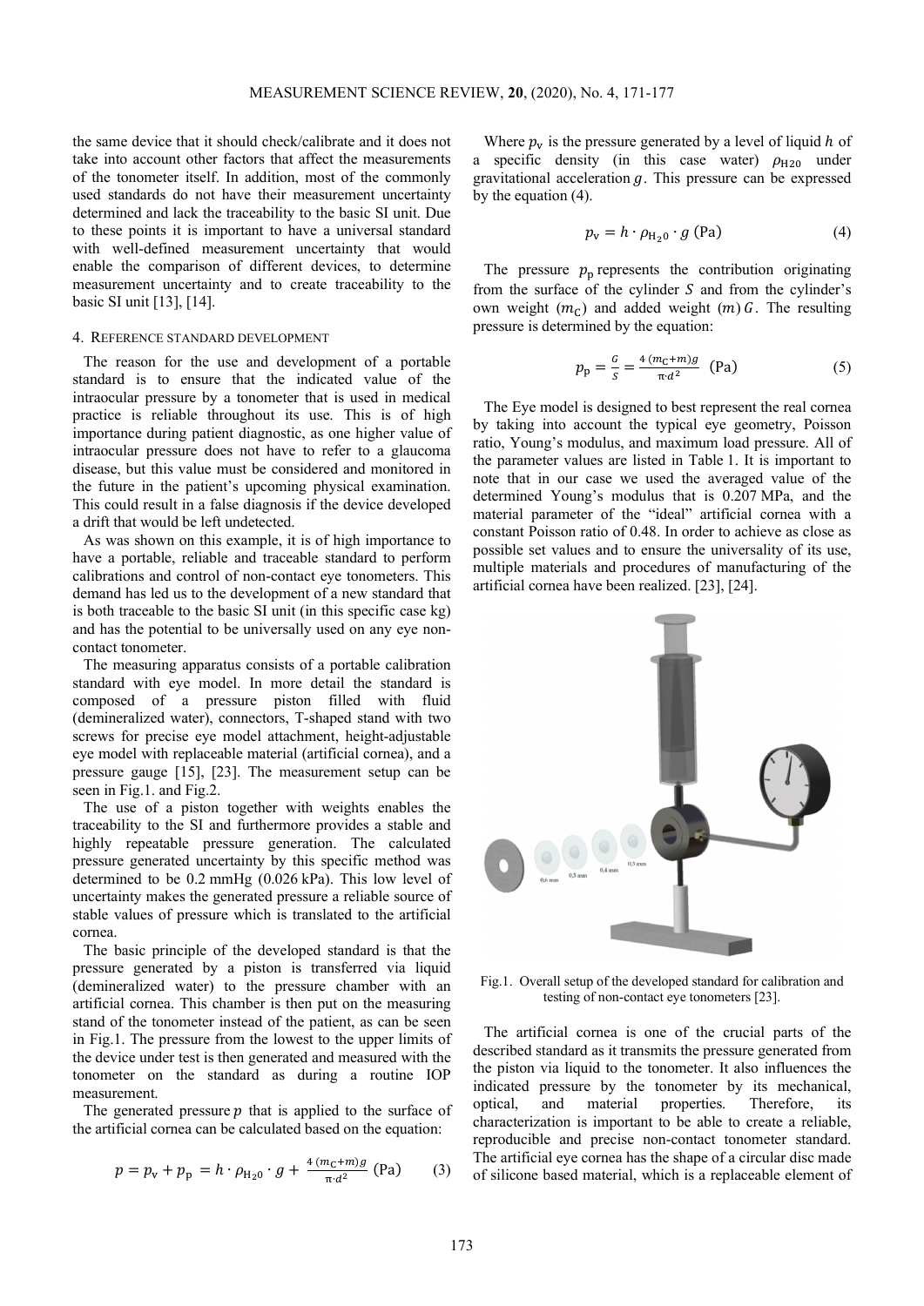the same device that it should check/calibrate and it does not take into account other factors that affect the measurements of the tonometer itself. In addition, most of the commonly used standards do not have their measurement uncertainty determined and lack the traceability to the basic SI unit. Due to these points it is important to have a universal standard with well-defined measurement uncertainty that would enable the comparison of different devices, to determine measurement uncertainty and to create traceability to the basic SI unit [13], [14].

## 4. Reference standard development

The reason for the use and development of a portable standard is to ensure that the indicated value of the intraocular pressure by a tonometer that is used in medical practice is reliable throughout its use. This is of high importance during patient diagnostic, as one higher value of intraocular pressure does not have to refer to a glaucoma disease, but this value must be considered and monitored in the future in the patient's upcoming physical examination. This could result in a false diagnosis if the device developed a drift that would be left undetected.

As was shown on this example, it is of high importance to have a portable, reliable and traceable standard to perform calibrations and control of non-contact eye tonometers. This demand has led us to the development of a new standard that is both traceable to the basic SI unit (in this specific case kg) and has the potential to be universally used on any eye non-contact tonometer.

The measuring apparatus consists of a portable calibration standard with eye model. In more detail the standard is composed of a pressure piston filled with fluid (demineralized water), connectors, T-shaped stand with two screws for precise eye model attachment, height-adjustable eye model with replaceable material (artificial cornea), and a pressure gauge [15], [23]. The measurement setup can be seen in Fig.1. and Fig.2.

The use of a piston together with weights enables the traceability to the SI and furthermore provides a stable and highly repeatable pressure generation. The calculated pressure generated uncertainty by this specific method was determined to be 0.2 mmHg (0.026 kPa). This low level of uncertainty makes the generated pressure a reliable source of stable values of pressure which is translated to the artificial cornea.

The basic principle of the developed standard is that the pressure generated by a piston is transferred via liquid (demineralized water) to the pressure chamber with an artificial cornea. This chamber is then put on the measuring stand of the tonometer instead of the patient, as can be seen in Fig.1. The pressure from the lowest to the upper limits of the device under test is then generated and measured with the tonometer on the standard as during a routine IOP measurement.

The generated pressure $p$ that is applied to the surface of the artificial cornea can be calculated based on the equation:

$$p = p_{\mathrm{v}} + p_{\mathrm{p}} = h \cdot \rho_{\mathrm{H_2O}} \cdot g + \frac{4\,(m_{\mathrm{C}}+m)g}{\pi \cdot d^2} \ (\mathrm{Pa}) \tag{3}$$

Where $p_{\mathrm{v}}$ is the pressure generated by a level of liquid $h$ of a specific density (in this case water) $\rho_{\mathrm{H2O}}$ under gravitational acceleration $g$. This pressure can be expressed by the equation (4).

$$p_{\mathrm{v}} = h \cdot \rho_{\mathrm{H_2O}} \cdot g \ (\mathrm{Pa}) \tag{4}$$

The pressure $p_{\mathrm{p}}$ represents the contribution originating from the surface of the cylinder $S$ and from the cylinder's own weight ($m_{\mathrm{C}}$) and added weight ($m$) $G$. The resulting pressure is determined by the equation:

$$p_{\mathrm{p}} = \frac{G}{S} = \frac{4\,(m_{\mathrm{C}}+m)g}{\pi \cdot d^2} \ (\mathrm{Pa}) \tag{5}$$

The Eye model is designed to best represent the real cornea by taking into account the typical eye geometry, Poisson ratio, Young's modulus, and maximum load pressure. All of the parameter values are listed in Table 1. It is important to note that in our case we used the averaged value of the determined Young's modulus that is 0.207 MPa, and the material parameter of the "ideal" artificial cornea with a constant Poisson ratio of 0.48. In order to achieve as close as possible set values and to ensure the universality of its use, multiple materials and procedures of manufacturing of the artificial cornea have been realized. [23], [24].

Fig.1. Overall setup of the developed standard for calibration and testing of non-contact eye tonometers [23].

The artificial cornea is one of the crucial parts of the described standard as it transmits the pressure generated from the piston via liquid to the tonometer. It also influences the indicated pressure by the tonometer by its mechanical, optical, and material properties. Therefore, its characterization is important to be able to create a reliable, reproducible and precise non-contact tonometer standard. The artificial eye cornea has the shape of a circular disc made of silicone based material, which is a replaceable element of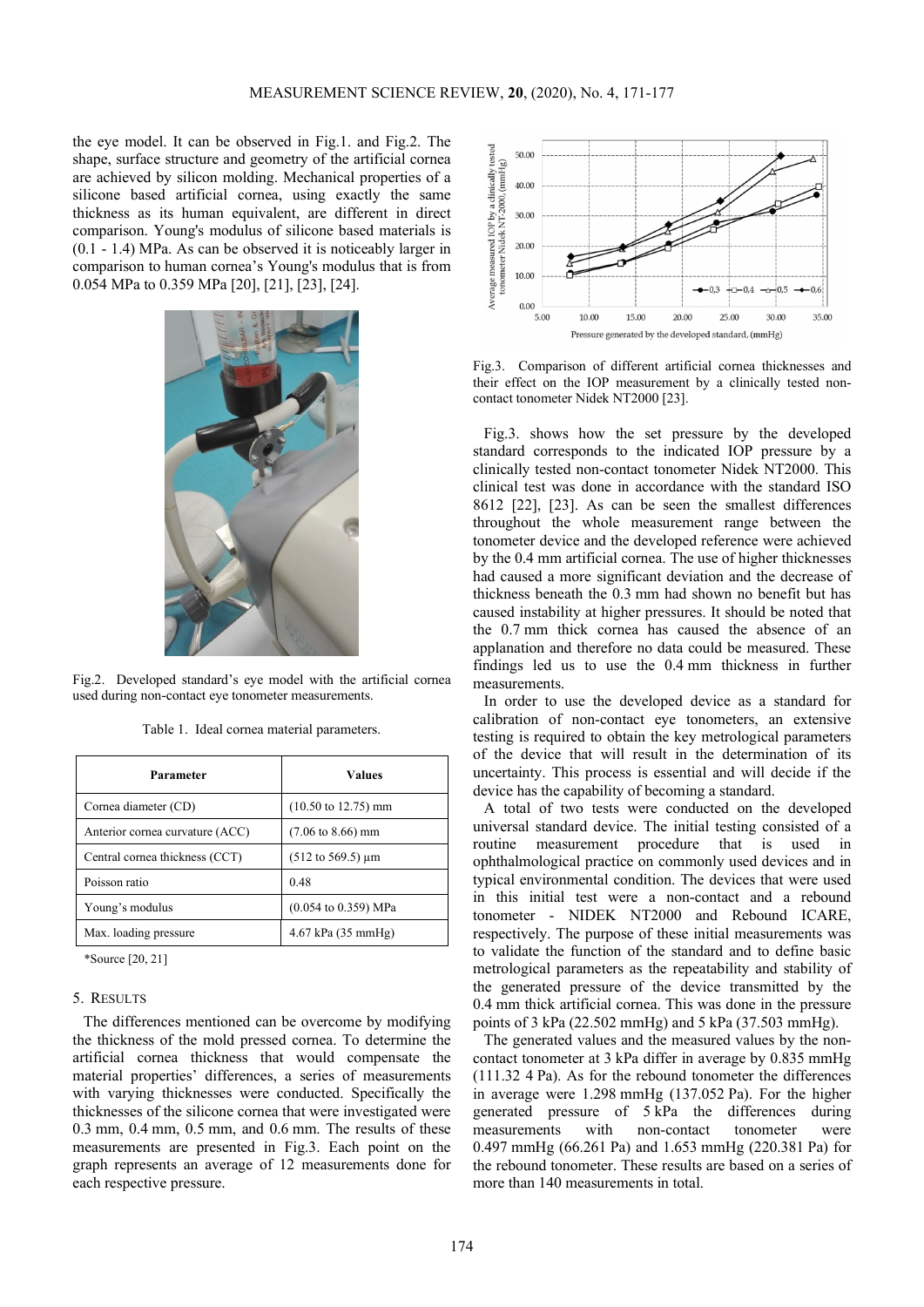the eye model. It can be observed in Fig.1. and Fig.2. The shape, surface structure and geometry of the artificial cornea are achieved by silicon molding. Mechanical properties of a silicone based artificial cornea, using exactly the same thickness as its human equivalent, are different in direct comparison. Young's modulus of silicone based materials is (0.1 - 1.4) MPa. As can be observed it is noticeably larger in comparison to human cornea's Young's modulus that is from 0.054 MPa to 0.359 MPa [20], [21], [23], [24].

Fig.2. Developed standard's eye model with the artificial cornea used during non-contact eye tonometer measurements.

Table 1. Ideal cornea material parameters.

| Parameter | Values |
|---|---|
| Cornea diameter (CD) | (10.50 to 12.75) mm |
| Anterior cornea curvature (ACC) | (7.06 to 8.66) mm |
| Central cornea thickness (CCT) | (512 to 569.5) μm |
| Poisson ratio | 0.48 |
| Young's modulus | (0.054 to 0.359) MPa |
| Max. loading pressure | 4.67 kPa (35 mmHg) |

*Source [20, 21]

## 5. Results

The differences mentioned can be overcome by modifying the thickness of the mold pressed cornea. To determine the artificial cornea thickness that would compensate the material properties' differences, a series of measurements with varying thicknesses were conducted. Specifically the thicknesses of the silicone cornea that were investigated were 0.3 mm, 0.4 mm, 0.5 mm, and 0.6 mm. The results of these measurements are presented in Fig.3. Each point on the graph represents an average of 12 measurements done for each respective pressure.

Fig.3. Comparison of different artificial cornea thicknesses and their effect on the IOP measurement by a clinically tested non-contact tonometer Nidek NT2000 [23].

Fig.3. shows how the set pressure by the developed standard corresponds to the indicated IOP pressure by a clinically tested non-contact tonometer Nidek NT2000. This clinical test was done in accordance with the standard ISO 8612 [22], [23]. As can be seen the smallest differences throughout the whole measurement range between the tonometer device and the developed reference were achieved by the 0.4 mm artificial cornea. The use of higher thicknesses had caused a more significant deviation and the decrease of thickness beneath the 0.3 mm had shown no benefit but has caused instability at higher pressures. It should be noted that the 0.7 mm thick cornea has caused the absence of an applanation and therefore no data could be measured. These findings led us to use the 0.4 mm thickness in further measurements.

In order to use the developed device as a standard for calibration of non-contact eye tonometers, an extensive testing is required to obtain the key metrological parameters of the device that will result in the determination of its uncertainty. This process is essential and will decide if the device has the capability of becoming a standard.

A total of two tests were conducted on the developed universal standard device. The initial testing consisted of a routine measurement procedure that is used in ophthalmological practice on commonly used devices and in typical environmental condition. The devices that were used in this initial test were a non-contact and a rebound tonometer - NIDEK NT2000 and Rebound ICARE, respectively. The purpose of these initial measurements was to validate the function of the standard and to define basic metrological parameters as the repeatability and stability of the generated pressure of the device transmitted by the 0.4 mm thick artificial cornea. This was done in the pressure points of 3 kPa (22.502 mmHg) and 5 kPa (37.503 mmHg).

The generated values and the measured values by the non-contact tonometer at 3 kPa differ in average by 0.835 mmHg (111.32 4 Pa). As for the rebound tonometer the differences in average were 1.298 mmHg (137.052 Pa). For the higher generated pressure of 5 kPa the differences during measurements with non-contact tonometer were 0.497 mmHg (66.261 Pa) and 1.653 mmHg (220.381 Pa) for the rebound tonometer. These results are based on a series of more than 140 measurements in total.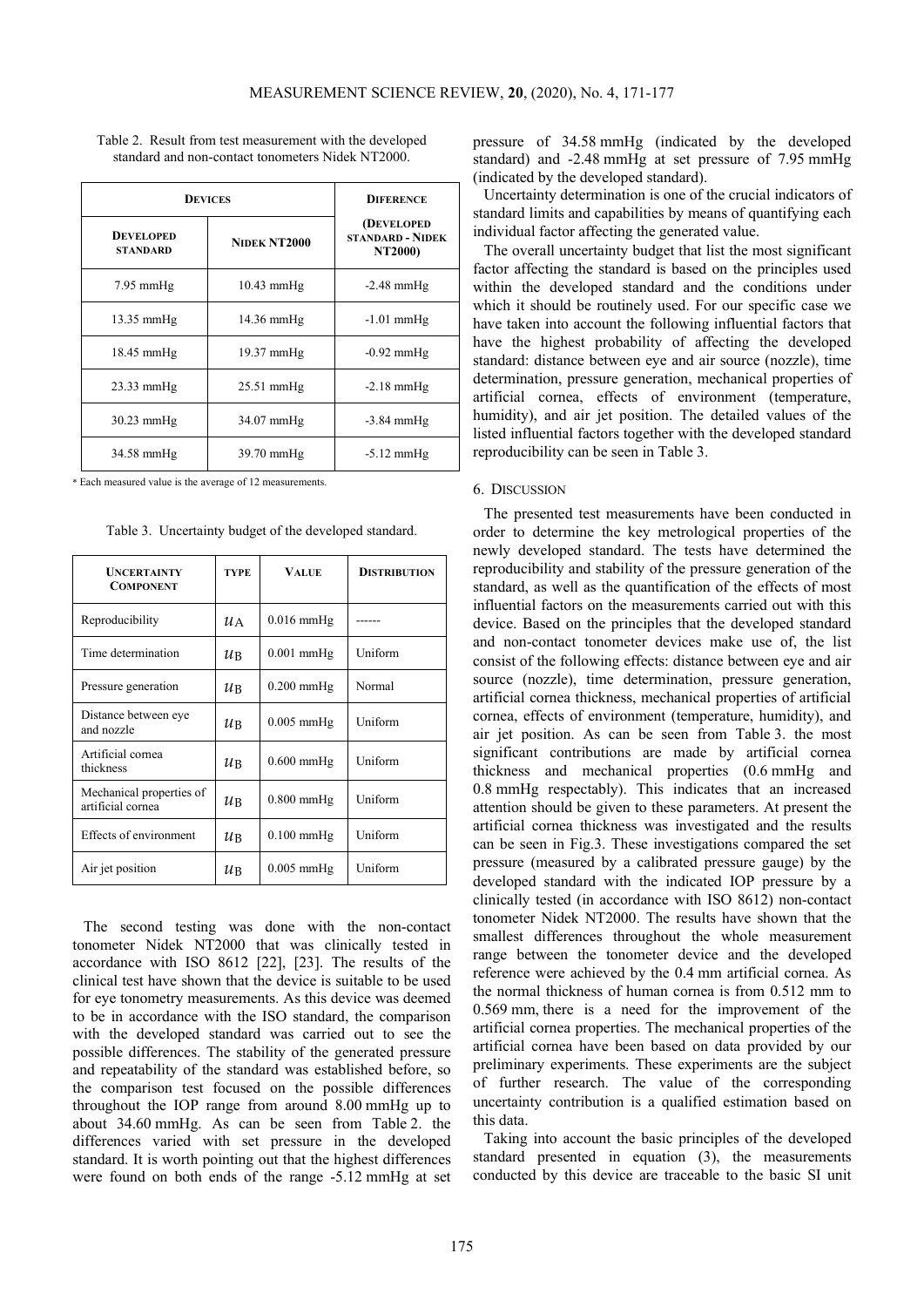Table 2. Result from test measurement with the developed standard and non-contact tonometers Nidek NT2000.

| Devices | | Diference |
|---|---|---|
| Developed standard | Nidek NT2000 | (Developed standard - Nidek NT2000) |
| 7.95 mmHg | 10.43 mmHg | -2.48 mmHg |
| 13.35 mmHg | 14.36 mmHg | -1.01 mmHg |
| 18.45 mmHg | 19.37 mmHg | -0.92 mmHg |
| 23.33 mmHg | 25.51 mmHg | -2.18 mmHg |
| 30.23 mmHg | 34.07 mmHg | -3.84 mmHg |
| 34.58 mmHg | 39.70 mmHg | -5.12 mmHg |

* Each measured value is the average of 12 measurements.

Table 3. Uncertainty budget of the developed standard.

| Uncertainty Component | Type | Value | Distribution |
|---|---|---|---|
| Reproducibility | $u_A$ | 0.016 mmHg | ------ |
| Time determination | $u_B$ | 0.001 mmHg | Uniform |
| Pressure generation | $u_B$ | 0.200 mmHg | Normal |
| Distance between eye and nozzle | $u_B$ | 0.005 mmHg | Uniform |
| Artificial cornea thickness | $u_B$ | 0.600 mmHg | Uniform |
| Mechanical properties of artificial cornea | $u_B$ | 0.800 mmHg | Uniform |
| Effects of environment | $u_B$ | 0.100 mmHg | Uniform |
| Air jet position | $u_B$ | 0.005 mmHg | Uniform |

The second testing was done with the non-contact tonometer Nidek NT2000 that was clinically tested in accordance with ISO 8612 [22], [23]. The results of the clinical test have shown that the device is suitable to be used for eye tonometry measurements. As this device was deemed to be in accordance with the ISO standard, the comparison with the developed standard was carried out to see the possible differences. The stability of the generated pressure and repeatability of the standard was established before, so the comparison test focused on the possible differences throughout the IOP range from around 8.00 mmHg up to about 34.60 mmHg. As can be seen from Table 2. the differences varied with set pressure in the developed standard. It is worth pointing out that the highest differences were found on both ends of the range -5.12 mmHg at set pressure of 34.58 mmHg (indicated by the developed standard) and -2.48 mmHg at set pressure of 7.95 mmHg (indicated by the developed standard).

Uncertainty determination is one of the crucial indicators of standard limits and capabilities by means of quantifying each individual factor affecting the generated value.

The overall uncertainty budget that list the most significant factor affecting the standard is based on the principles used within the developed standard and the conditions under which it should be routinely used. For our specific case we have taken into account the following influential factors that have the highest probability of affecting the developed standard: distance between eye and air source (nozzle), time determination, pressure generation, mechanical properties of artificial cornea, effects of environment (temperature, humidity), and air jet position. The detailed values of the listed influential factors together with the developed standard reproducibility can be seen in Table 3.

## 6. Discussion

The presented test measurements have been conducted in order to determine the key metrological properties of the newly developed standard. The tests have determined the reproducibility and stability of the pressure generation of the standard, as well as the quantification of the effects of most influential factors on the measurements carried out with this device. Based on the principles that the developed standard and non-contact tonometer devices make use of, the list consist of the following effects: distance between eye and air source (nozzle), time determination, pressure generation, artificial cornea thickness, mechanical properties of artificial cornea, effects of environment (temperature, humidity), and air jet position. As can be seen from Table 3. the most significant contributions are made by artificial cornea thickness and mechanical properties (0.6 mmHg and 0.8 mmHg respectably). This indicates that an increased attention should be given to these parameters. At present the artificial cornea thickness was investigated and the results can be seen in Fig.3. These investigations compared the set pressure (measured by a calibrated pressure gauge) by the developed standard with the indicated IOP pressure by a clinically tested (in accordance with ISO 8612) non-contact tonometer Nidek NT2000. The results have shown that the smallest differences throughout the whole measurement range between the tonometer device and the developed reference were achieved by the 0.4 mm artificial cornea. As the normal thickness of human cornea is from 0.512 mm to 0.569 mm, there is a need for the improvement of the artificial cornea properties. The mechanical properties of the artificial cornea have been based on data provided by our preliminary experiments. These experiments are the subject of further research. The value of the corresponding uncertainty contribution is a qualified estimation based on this data.

Taking into account the basic principles of the developed standard presented in equation (3), the measurements conducted by this device are traceable to the basic SI unit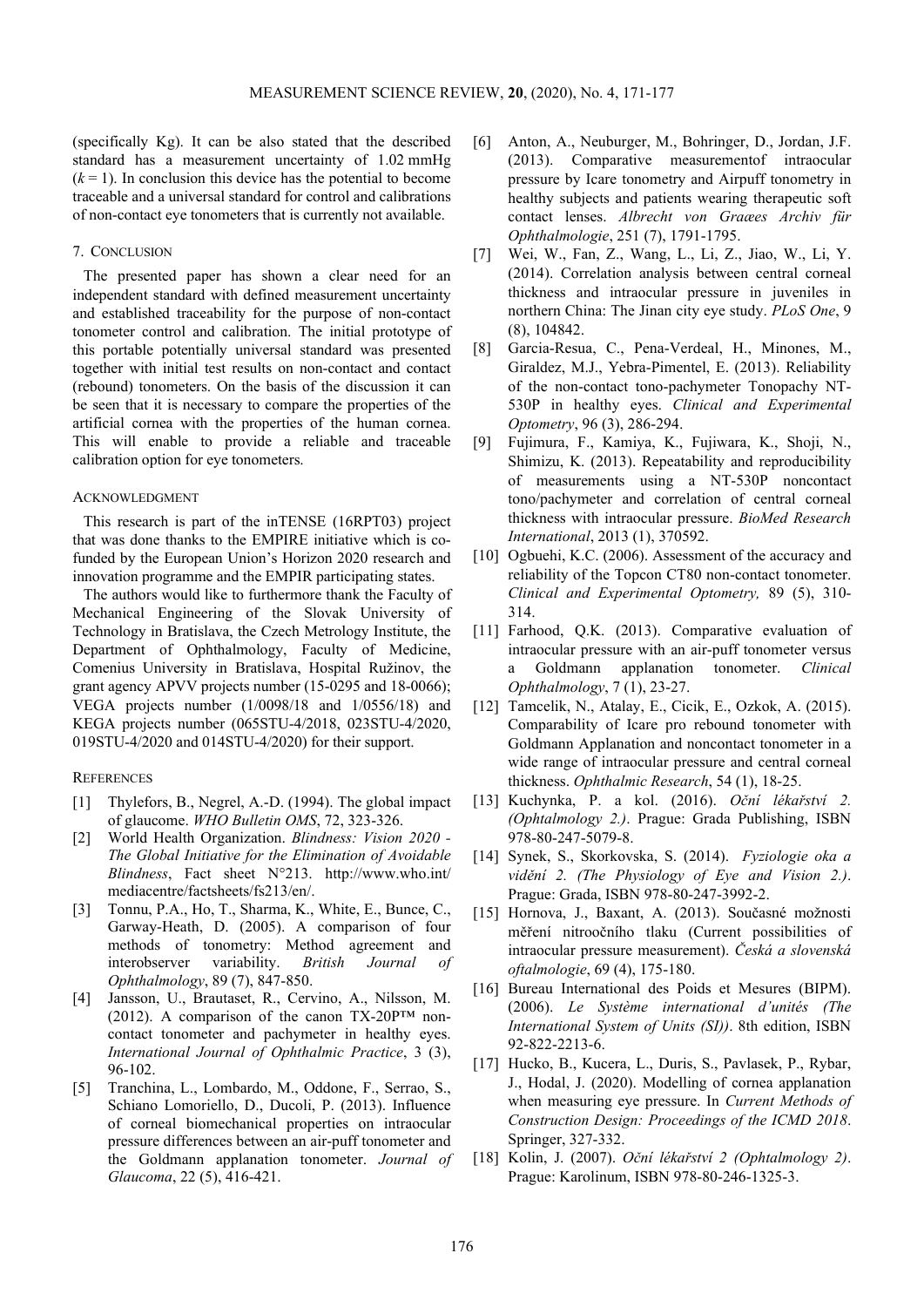(specifically Kg). It can be also stated that the described standard has a measurement uncertainty of 1.02 mmHg ($k = 1$). In conclusion this device has the potential to become traceable and a universal standard for control and calibrations of non-contact eye tonometers that is currently not available.

## 7. CONCLUSION

The presented paper has shown a clear need for an independent standard with defined measurement uncertainty and established traceability for the purpose of non-contact tonometer control and calibration. The initial prototype of this portable potentially universal standard was presented together with initial test results on non-contact and contact (rebound) tonometers. On the basis of the discussion it can be seen that it is necessary to compare the properties of the artificial cornea with the properties of the human cornea. This will enable to provide a reliable and traceable calibration option for eye tonometers.

## ACKNOWLEDGMENT

This research is part of the inTENSE (16RPT03) project that was done thanks to the EMPIRE initiative which is co-funded by the European Union's Horizon 2020 research and innovation programme and the EMPIR participating states.

The authors would like to furthermore thank the Faculty of Mechanical Engineering of the Slovak University of Technology in Bratislava, the Czech Metrology Institute, the Department of Ophthalmology, Faculty of Medicine, Comenius University in Bratislava, Hospital Ružinov, the grant agency APVV projects number (15-0295 and 18-0066); VEGA projects number (1/0098/18 and 1/0556/18) and KEGA projects number (065STU-4/2018, 023STU-4/2020, 019STU-4/2020 and 014STU-4/2020) for their support.

## REFERENCES

[1] Thylefors, B., Negrel, A.-D. (1994). The global impact of glaucome. *WHO Bulletin OMS*, 72, 323-326.

[2] World Health Organization. *Blindness: Vision 2020 - The Global Initiative for the Elimination of Avoidable Blindness*, Fact sheet N°213. http://www.who.int/mediacentre/factsheets/fs213/en/.

[3] Tonnu, P.A., Ho, T., Sharma, K., White, E., Bunce, C., Garway-Heath, D. (2005). A comparison of four methods of tonometry: Method agreement and interobserver variability. *British Journal of Ophthalmology*, 89 (7), 847-850.

[4] Jansson, U., Brautaset, R., Cervino, A., Nilsson, M. (2012). A comparison of the canon TX-20P™ non-contact tonometer and pachymeter in healthy eyes. *International Journal of Ophthalmic Practice*, 3 (3), 96-102.

[5] Tranchina, L., Lombardo, M., Oddone, F., Serrao, S., Schiano Lomoriello, D., Ducoli, P. (2013). Influence of corneal biomechanical properties on intraocular pressure differences between an air-puff tonometer and the Goldmann applanation tonometer. *Journal of Glaucoma*, 22 (5), 416-421.

[6] Anton, A., Neuburger, M., Bohringer, D., Jordan, J.F. (2013). Comparative measurementof intraocular pressure by Icare tonometry and Airpuff tonometry in healthy subjects and patients wearing therapeutic soft contact lenses. *Albrecht von Graæes Archiv für Ophthalmologie*, 251 (7), 1791-1795.

[7] Wei, W., Fan, Z., Wang, L., Li, Z., Jiao, W., Li, Y. (2014). Correlation analysis between central corneal thickness and intraocular pressure in juveniles in northern China: The Jinan city eye study. *PLoS One*, 9 (8), 104842.

[8] Garcia-Resua, C., Pena-Verdeal, H., Minones, M., Giraldez, M.J., Yebra-Pimentel, E. (2013). Reliability of the non-contact tono-pachymeter Tonopachy NT-530P in healthy eyes. *Clinical and Experimental Optometry*, 96 (3), 286-294.

[9] Fujimura, F., Kamiya, K., Fujiwara, K., Shoji, N., Shimizu, K. (2013). Repeatability and reproducibility of measurements using a NT-530P noncontact tono/pachymeter and correlation of central corneal thickness with intraocular pressure. *BioMed Research International*, 2013 (1), 370592.

[10] Ogbuehi, K.C. (2006). Assessment of the accuracy and reliability of the Topcon CT80 non-contact tonometer. *Clinical and Experimental Optometry,* 89 (5), 310-314.

[11] Farhood, Q.K. (2013). Comparative evaluation of intraocular pressure with an air-puff tonometer versus a Goldmann applanation tonometer. *Clinical Ophthalmology*, 7 (1), 23-27.

[12] Tamcelik, N., Atalay, E., Cicik, E., Ozkok, A. (2015). Comparability of Icare pro rebound tonometer with Goldmann Applanation and noncontact tonometer in a wide range of intraocular pressure and central corneal thickness. *Ophthalmic Research*, 54 (1), 18-25.

[13] Kuchynka, P. a kol. (2016). *Oční lékařství 2. (Ophtalmology 2.)*. Prague: Grada Publishing, ISBN 978-80-247-5079-8.

[14] Synek, S., Skorkovska, S. (2014). *Fyziologie oka a vidění 2. (The Physiology of Eye and Vision 2.)*. Prague: Grada, ISBN 978-80-247-3992-2.

[15] Hornova, J., Baxant, A. (2013). Současné možnosti měření nitroočního tlaku (Current possibilities of intraocular pressure measurement). *Česká a slovenská oftalmologie*, 69 (4), 175-180.

[16] Bureau International des Poids et Mesures (BIPM). (2006). *Le Système international d'unités (The International System of Units (SI))*. 8th edition, ISBN 92-822-2213-6.

[17] Hucko, B., Kucera, L., Duris, S., Pavlasek, P., Rybar, J., Hodal, J. (2020). Modelling of cornea applanation when measuring eye pressure. In *Current Methods of Construction Design: Proceedings of the ICMD 2018*. Springer, 327-332.

[18] Kolin, J. (2007). *Oční lékařství 2 (Ophtalmology 2)*. Prague: Karolinum, ISBN 978-80-246-1325-3.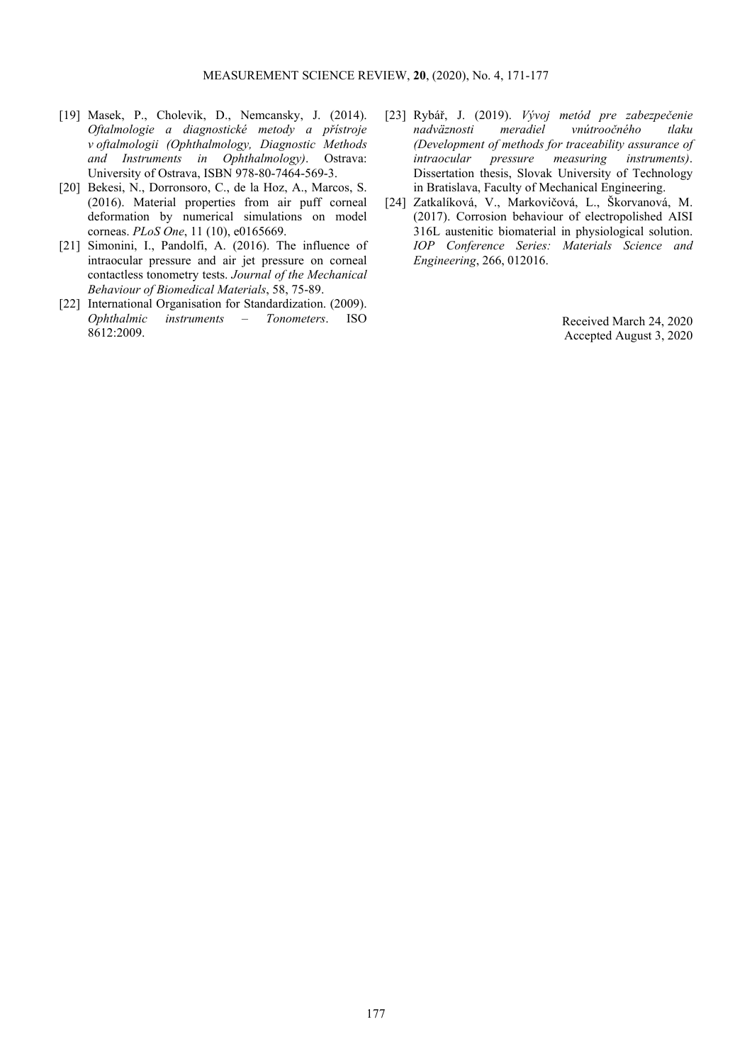[19] Masek, P., Cholevik, D., Nemcansky, J. (2014). *Oftalmologie a diagnostické metody a přístroje v oftalmologii (Ophthalmology, Diagnostic Methods and Instruments in Ophthalmology)*. Ostrava: University of Ostrava, ISBN 978-80-7464-569-3.

[20] Bekesi, N., Dorronsoro, C., de la Hoz, A., Marcos, S. (2016). Material properties from air puff corneal deformation by numerical simulations on model corneas. *PLoS One*, 11 (10), e0165669.

[21] Simonini, I., Pandolfi, A. (2016). The influence of intraocular pressure and air jet pressure on corneal contactless tonometry tests. *Journal of the Mechanical Behaviour of Biomedical Materials*, 58, 75-89.

[22] International Organisation for Standardization. (2009). *Ophthalmic instruments – Tonometers*. ISO 8612:2009.

[23] Rybář, J. (2019). *Vývoj metód pre zabezpečenie nadväznosti meradiel vnútroočného tlaku (Development of methods for traceability assurance of intraocular pressure measuring instruments)*. Dissertation thesis, Slovak University of Technology in Bratislava, Faculty of Mechanical Engineering.

[24] Zatkalíková, V., Markovičová, L., Škorvanová, M. (2017). Corrosion behaviour of electropolished AISI 316L austenitic biomaterial in physiological solution. *IOP Conference Series: Materials Science and Engineering*, 266, 012016.

Received March 24, 2020
Accepted August 3, 2020